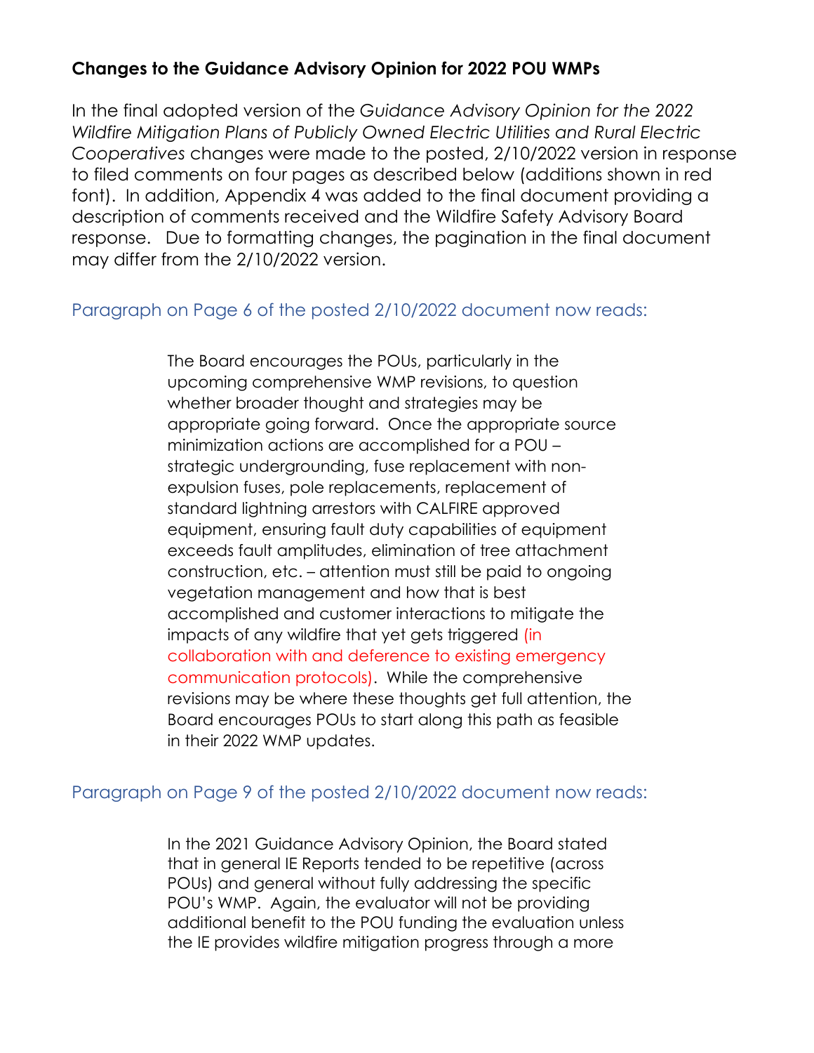**Changes to the Guidance Advisory Opinion for 2022 POU WMPs**

In the final adopted version of the *Guidance Advisory Opinion for the 2022 Wildfire Mitigation Plans of Publicly Owned Electric Utilities and Rural Electric Cooperatives* changes were made to the posted, 2/10/2022 version in response to filed comments on four pages as described below (additions shown in red font). In addition, Appendix 4 was added to the final document providing a description of comments received and the Wildfire Safety Advisory Board response. Due to formatting changes, the pagination in the final document may differ from the 2/10/2022 version.

## Paragraph on Page 6 of the posted 2/10/2022 document now reads:

> The Board encourages the POUs, particularly in the upcoming comprehensive WMP revisions, to question whether broader thought and strategies may be appropriate going forward. Once the appropriate source minimization actions are accomplished for a POU – strategic undergrounding, fuse replacement with non-expulsion fuses, pole replacements, replacement of standard lightning arrestors with CALFIRE approved equipment, ensuring fault duty capabilities of equipment exceeds fault amplitudes, elimination of tree attachment construction, etc. – attention must still be paid to ongoing vegetation management and how that is best accomplished and customer interactions to mitigate the impacts of any wildfire that yet gets triggered (in collaboration with and deference to existing emergency communication protocols). While the comprehensive revisions may be where these thoughts get full attention, the Board encourages POUs to start along this path as feasible in their 2022 WMP updates.

## Paragraph on Page 9 of the posted 2/10/2022 document now reads:

> In the 2021 Guidance Advisory Opinion, the Board stated that in general IE Reports tended to be repetitive (across POUs) and general without fully addressing the specific POU's WMP. Again, the evaluator will not be providing additional benefit to the POU funding the evaluation unless the IE provides wildfire mitigation progress through a more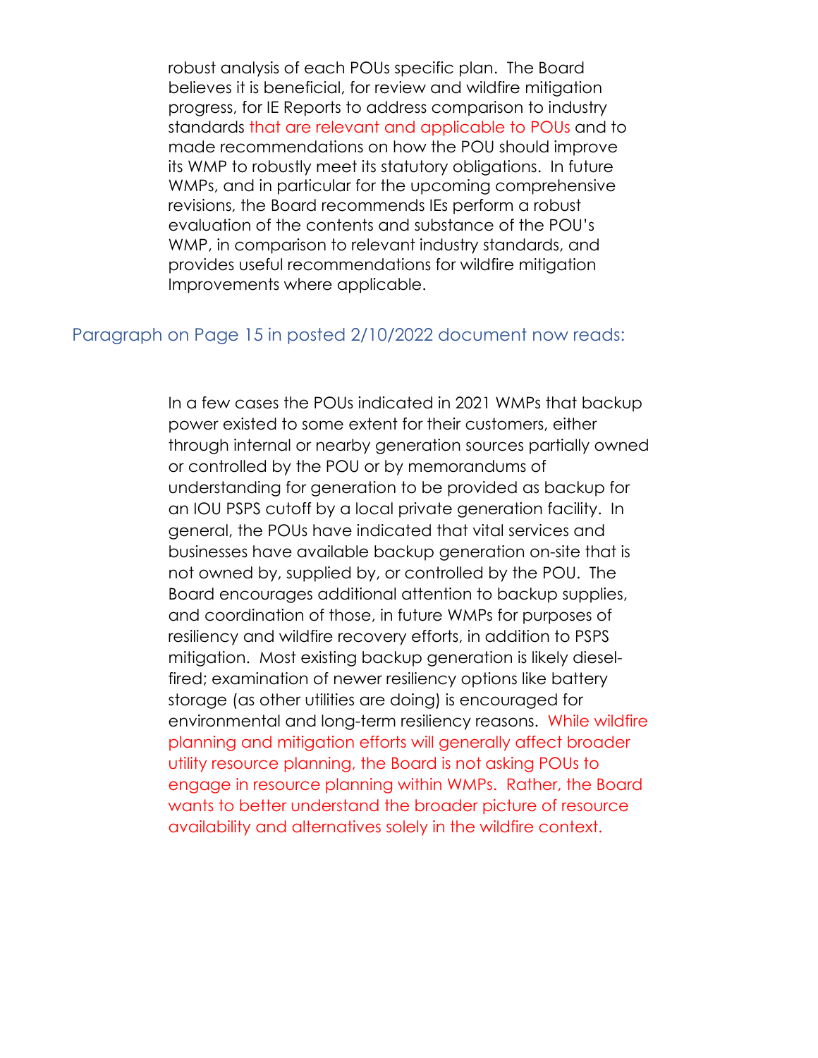robust analysis of each POUs specific plan. The Board believes it is beneficial, for review and wildfire mitigation progress, for IE Reports to address comparison to industry standards that are relevant and applicable to POUs and to made recommendations on how the POU should improve its WMP to robustly meet its statutory obligations. In future WMPs, and in particular for the upcoming comprehensive revisions, the Board recommends IEs perform a robust evaluation of the contents and substance of the POU's WMP, in comparison to relevant industry standards, and provides useful recommendations for wildfire mitigation Improvements where applicable.

## Paragraph on Page 15 in posted 2/10/2022 document now reads:

In a few cases the POUs indicated in 2021 WMPs that backup power existed to some extent for their customers, either through internal or nearby generation sources partially owned or controlled by the POU or by memorandums of understanding for generation to be provided as backup for an IOU PSPS cutoff by a local private generation facility. In general, the POUs have indicated that vital services and businesses have available backup generation on-site that is not owned by, supplied by, or controlled by the POU. The Board encourages additional attention to backup supplies, and coordination of those, in future WMPs for purposes of resiliency and wildfire recovery efforts, in addition to PSPS mitigation. Most existing backup generation is likely diesel-fired; examination of newer resiliency options like battery storage (as other utilities are doing) is encouraged for environmental and long-term resiliency reasons. While wildfire planning and mitigation efforts will generally affect broader utility resource planning, the Board is not asking POUs to engage in resource planning within WMPs. Rather, the Board wants to better understand the broader picture of resource availability and alternatives solely in the wildfire context.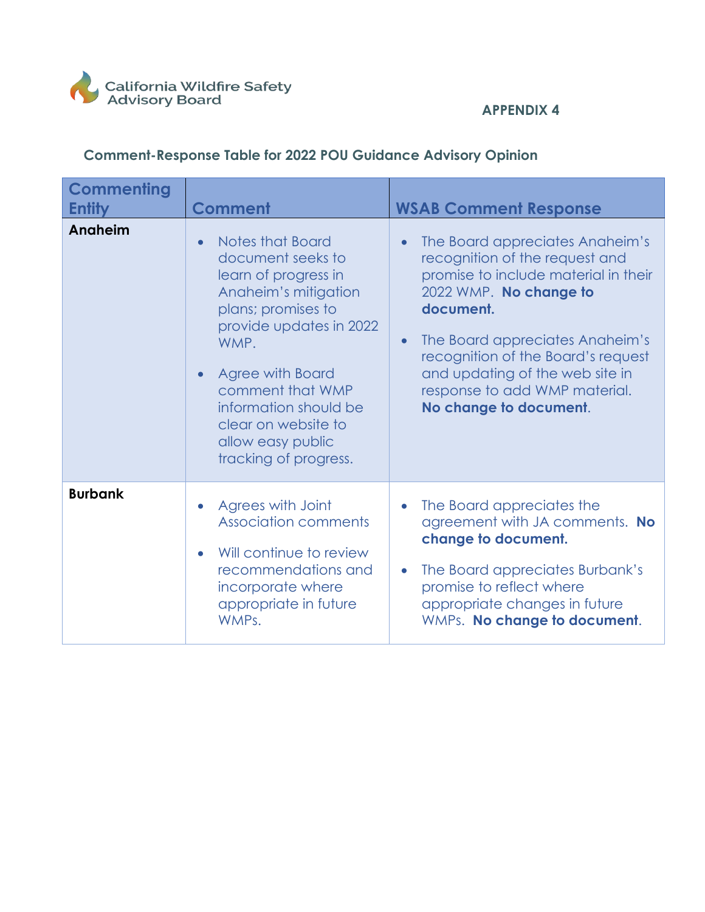California Wildfire Safety Advisory Board

**APPENDIX 4**

### Comment-Response Table for 2022 POU Guidance Advisory Opinion

| Commenting Entity | Comment | WSAB Comment Response |
|---|---|---|
| **Anaheim** | • Notes that Board document seeks to learn of progress in Anaheim's mitigation plans; promises to provide updates in 2022 WMP.<br><br>• Agree with Board comment that WMP information should be clear on website to allow easy public tracking of progress. | • The Board appreciates Anaheim's recognition of the request and promise to include material in their 2022 WMP. **No change to document.**<br><br>• The Board appreciates Anaheim's recognition of the Board's request and updating of the web site in response to add WMP material. **No change to document**. |
| **Burbank** | • Agrees with Joint Association comments<br><br>• Will continue to review recommendations and incorporate where appropriate in future WMPs. | • The Board appreciates the agreement with JA comments. **No change to document.**<br><br>• The Board appreciates Burbank's promise to reflect where appropriate changes in future WMPs. **No change to document**. |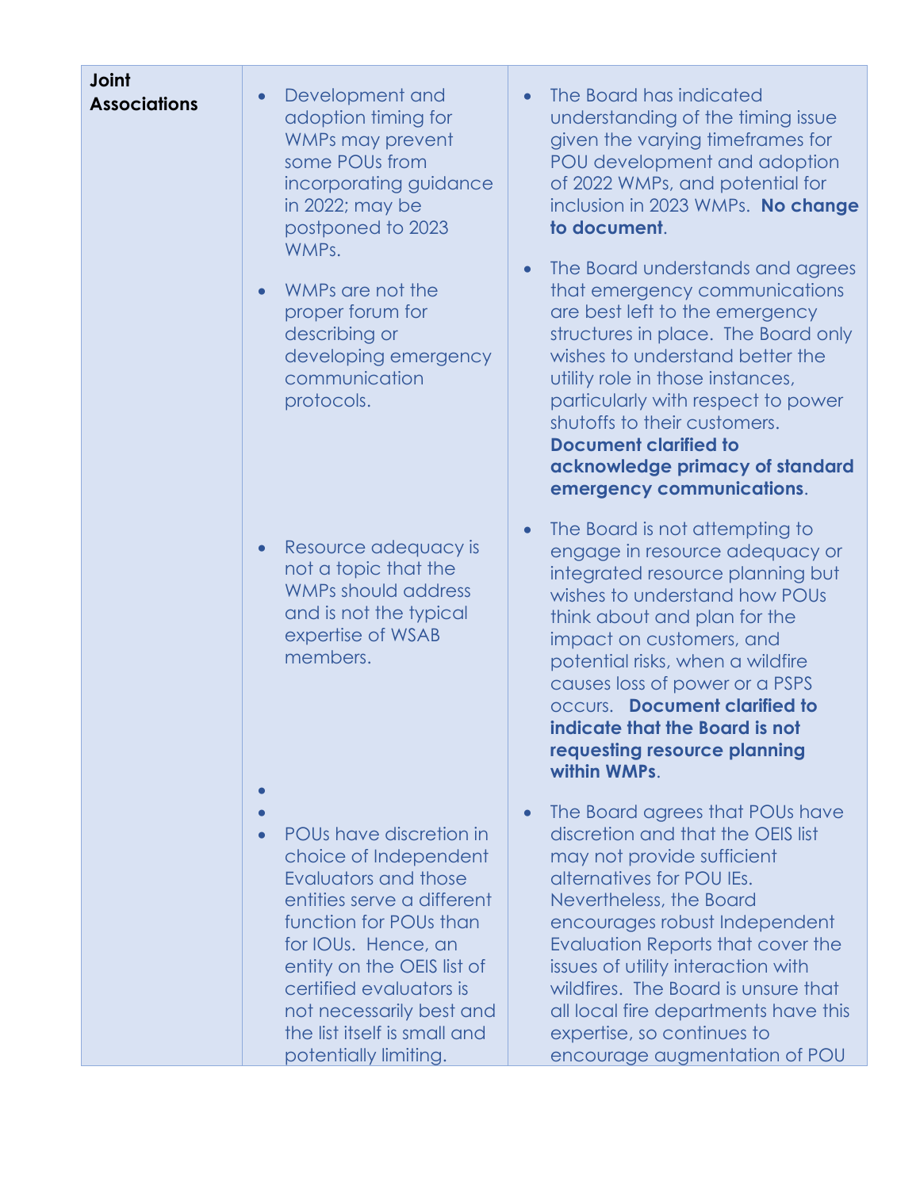| | | |
|---|---|---|
| **Joint Associations** | • Development and adoption timing for WMPs may prevent some POUs from incorporating guidance in 2022; may be postponed to 2023 WMPs.<br><br>• WMPs are not the proper forum for describing or developing emergency communication protocols.<br><br>• Resource adequacy is not a topic that the WMPs should address and is not the typical expertise of WSAB members.<br><br>• POUs have discretion in choice of Independent Evaluators and those entities serve a different function for POUs than for IOUs. Hence, an entity on the OEIS list of certified evaluators is not necessarily best and the list itself is small and potentially limiting. | • The Board has indicated understanding of the timing issue given the varying timeframes for POU development and adoption of 2022 WMPs, and potential for inclusion in 2023 WMPs. **No change to document**.<br><br>• The Board understands and agrees that emergency communications are best left to the emergency structures in place. The Board only wishes to understand better the utility role in those instances, particularly with respect to power shutoffs to their customers. **Document clarified to acknowledge primacy of standard emergency communications**.<br><br>• The Board is not attempting to engage in resource adequacy or integrated resource planning but wishes to understand how POUs think about and plan for the impact on customers, and potential risks, when a wildfire causes loss of power or a PSPS occurs. **Document clarified to indicate that the Board is not requesting resource planning within WMPs**.<br><br>• The Board agrees that POUs have discretion and that the OEIS list may not provide sufficient alternatives for POU IEs. Nevertheless, the Board encourages robust Independent Evaluation Reports that cover the issues of utility interaction with wildfires. The Board is unsure that all local fire departments have this expertise, so continues to encourage augmentation of POU |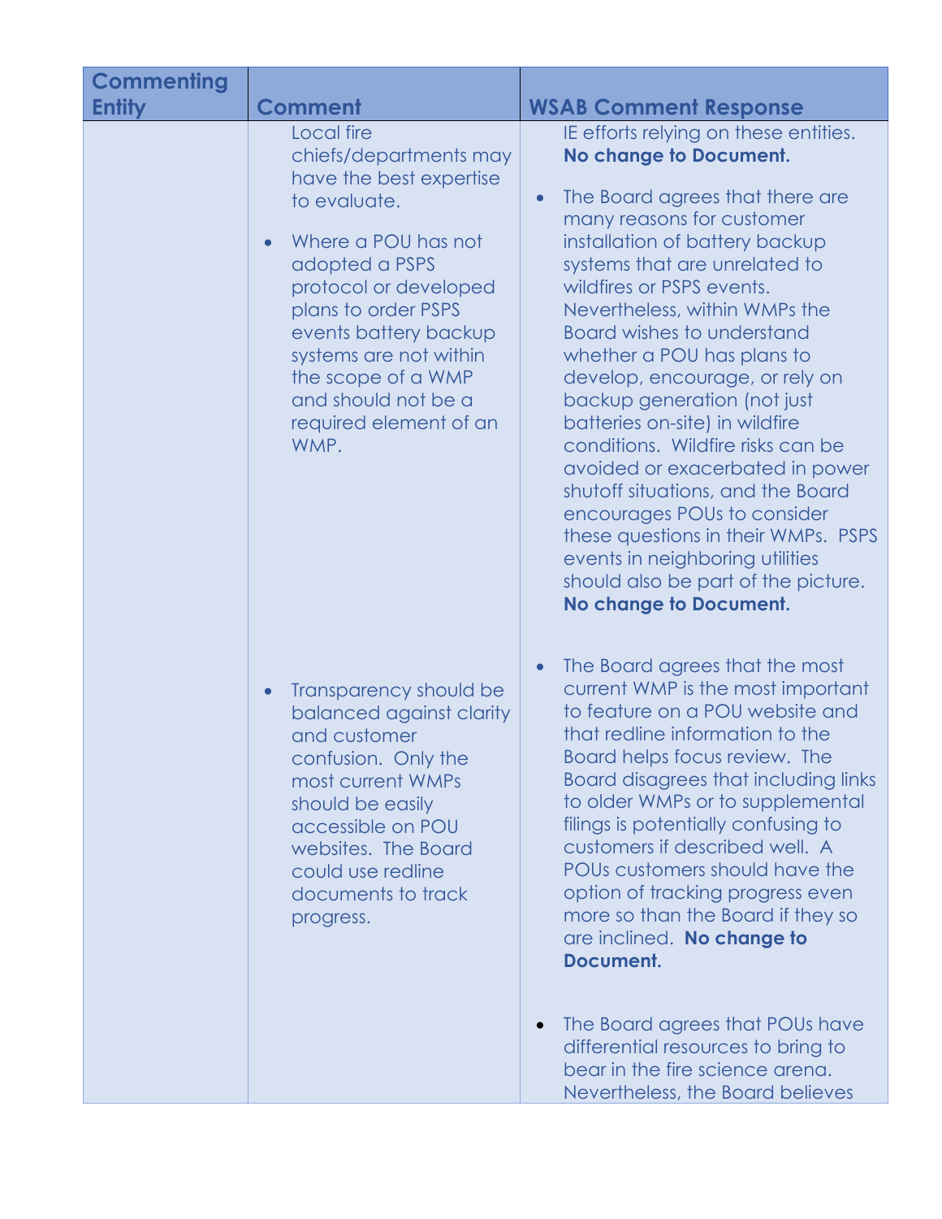| Commenting Entity | Comment | WSAB Comment Response |
|---|---|---|
| | Local fire chiefs/departments may have the best expertise to evaluate. | IE efforts relying on these entities. **No change to Document.** |
| | • Where a POU has not adopted a PSPS protocol or developed plans to order PSPS events battery backup systems are not within the scope of a WMP and should not be a required element of an WMP. | • The Board agrees that there are many reasons for customer installation of battery backup systems that are unrelated to wildfires or PSPS events. Nevertheless, within WMPs the Board wishes to understand whether a POU has plans to develop, encourage, or rely on backup generation (not just batteries on-site) in wildfire conditions. Wildfire risks can be avoided or exacerbated in power shutoff situations, and the Board encourages POUs to consider these questions in their WMPs. PSPS events in neighboring utilities should also be part of the picture. **No change to Document.** |
| | • Transparency should be balanced against clarity and customer confusion. Only the most current WMPs should be easily accessible on POU websites. The Board could use redline documents to track progress. | • The Board agrees that the most current WMP is the most important to feature on a POU website and that redline information to the Board helps focus review. The Board disagrees that including links to older WMPs or to supplemental filings is potentially confusing to customers if described well. A POUs customers should have the option of tracking progress even more so than the Board if they so are inclined. **No change to Document.** |
| | | • The Board agrees that POUs have differential resources to bring to bear in the fire science arena. Nevertheless, the Board believes |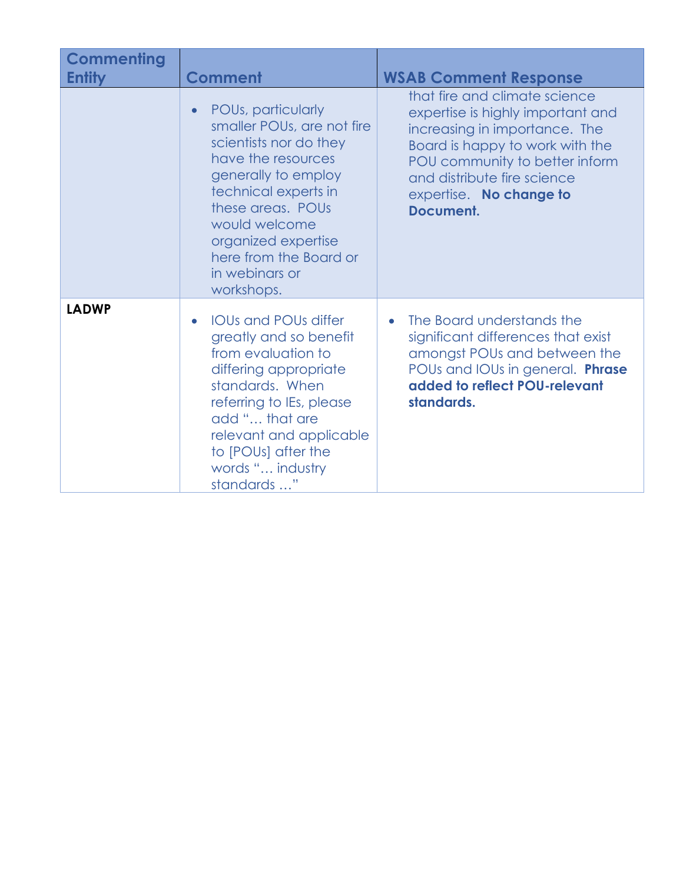| Commenting Entity | Comment | WSAB Comment Response |
|---|---|---|
| | • POUs, particularly smaller POUs, are not fire scientists nor do they have the resources generally to employ technical experts in these areas. POUs would welcome organized expertise here from the Board or in webinars or workshops. | that fire and climate science expertise is highly important and increasing in importance. The Board is happy to work with the POU community to better inform and distribute fire science expertise. **No change to Document.** |
| **LADWP** | • IOUs and POUs differ greatly and so benefit from evaluation to differing appropriate standards. When referring to IEs, please add "… that are relevant and applicable to [POUs] after the words "… industry standards …" | • The Board understands the significant differences that exist amongst POUs and between the POUs and IOUs in general. **Phrase added to reflect POU-relevant standards.** |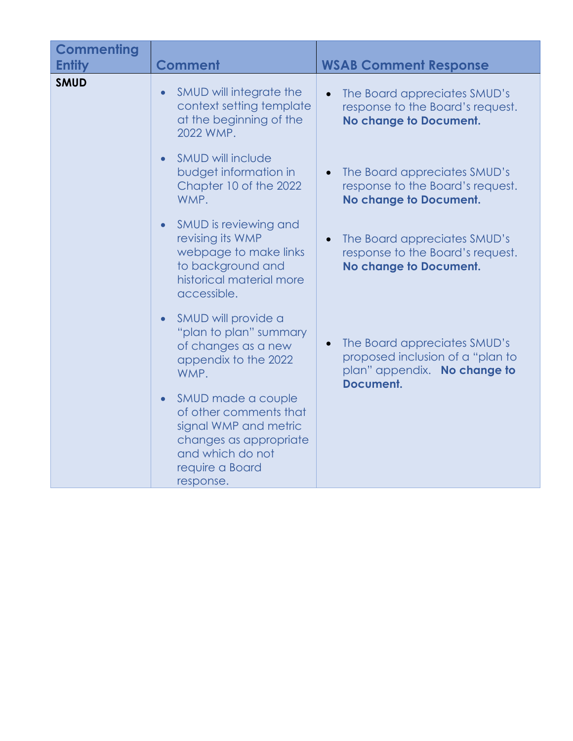| Commenting Entity | Comment | WSAB Comment Response |
|---|---|---|
| **SMUD** | • SMUD will integrate the context setting template at the beginning of the 2022 WMP.<br><br>• SMUD will include budget information in Chapter 10 of the 2022 WMP.<br><br>• SMUD is reviewing and revising its WMP webpage to make links to background and historical material more accessible.<br><br>• SMUD will provide a "plan to plan" summary of changes as a new appendix to the 2022 WMP.<br><br>• SMUD made a couple of other comments that signal WMP and metric changes as appropriate and which do not require a Board response. | • The Board appreciates SMUD's response to the Board's request. **No change to Document.**<br><br>• The Board appreciates SMUD's response to the Board's request. **No change to Document.**<br><br>• The Board appreciates SMUD's response to the Board's request. **No change to Document.**<br><br>• The Board appreciates SMUD's proposed inclusion of a "plan to plan" appendix. **No change to Document.** |